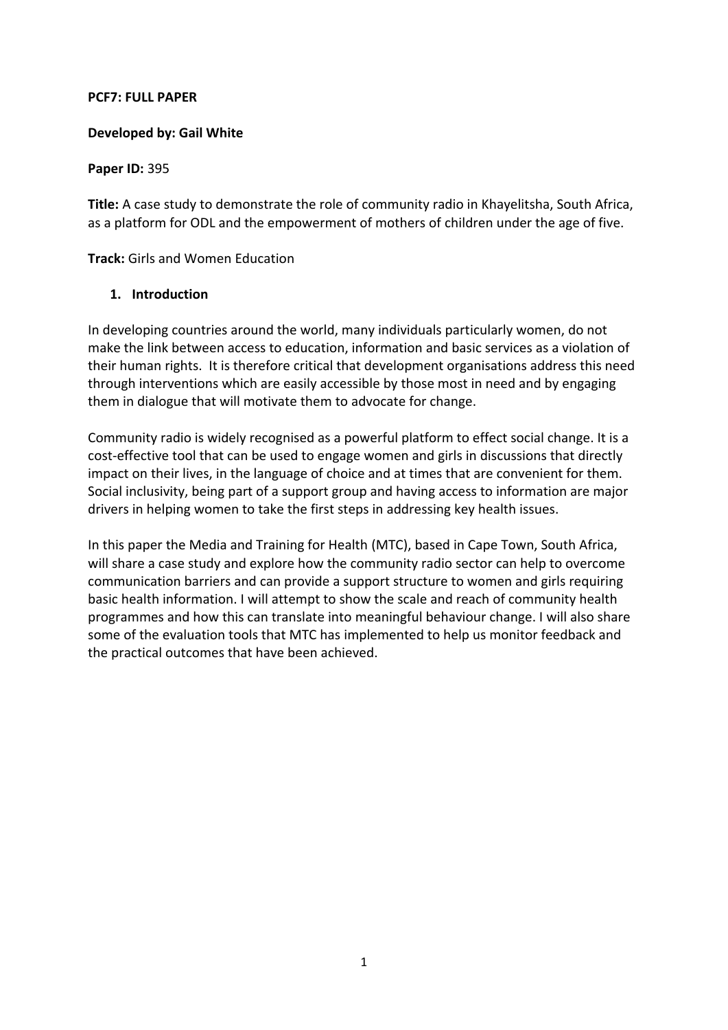**PCF7: FULL PAPER**

**Developed by: Gail White**

**Paper ID:** 395

**Title:** A case study to demonstrate the role of community radio in Khayelitsha, South Africa, as a platform for ODL and the empowerment of mothers of children under the age of five.

**Track:** Girls and Women Education

## 1. Introduction

In developing countries around the world, many individuals particularly women, do not make the link between access to education, information and basic services as a violation of their human rights. It is therefore critical that development organisations address this need through interventions which are easily accessible by those most in need and by engaging them in dialogue that will motivate them to advocate for change.

Community radio is widely recognised as a powerful platform to effect social change. It is a cost-effective tool that can be used to engage women and girls in discussions that directly impact on their lives, in the language of choice and at times that are convenient for them. Social inclusivity, being part of a support group and having access to information are major drivers in helping women to take the first steps in addressing key health issues.

In this paper the Media and Training for Health (MTC), based in Cape Town, South Africa, will share a case study and explore how the community radio sector can help to overcome communication barriers and can provide a support structure to women and girls requiring basic health information. I will attempt to show the scale and reach of community health programmes and how this can translate into meaningful behaviour change. I will also share some of the evaluation tools that MTC has implemented to help us monitor feedback and the practical outcomes that have been achieved.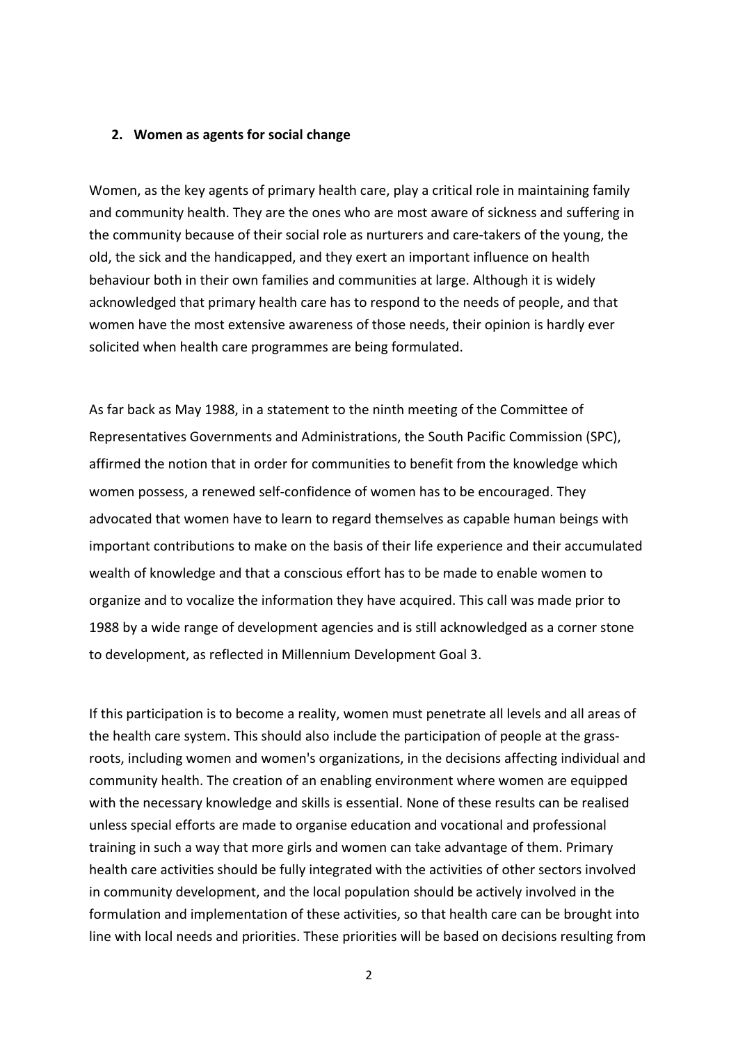## 2. Women as agents for social change

Women, as the key agents of primary health care, play a critical role in maintaining family and community health. They are the ones who are most aware of sickness and suffering in the community because of their social role as nurturers and care-takers of the young, the old, the sick and the handicapped, and they exert an important influence on health behaviour both in their own families and communities at large. Although it is widely acknowledged that primary health care has to respond to the needs of people, and that women have the most extensive awareness of those needs, their opinion is hardly ever solicited when health care programmes are being formulated.

As far back as May 1988, in a statement to the ninth meeting of the Committee of Representatives Governments and Administrations, the South Pacific Commission (SPC), affirmed the notion that in order for communities to benefit from the knowledge which women possess, a renewed self-confidence of women has to be encouraged. They advocated that women have to learn to regard themselves as capable human beings with important contributions to make on the basis of their life experience and their accumulated wealth of knowledge and that a conscious effort has to be made to enable women to organize and to vocalize the information they have acquired. This call was made prior to 1988 by a wide range of development agencies and is still acknowledged as a corner stone to development, as reflected in Millennium Development Goal 3.

If this participation is to become a reality, women must penetrate all levels and all areas of the health care system. This should also include the participation of people at the grass-roots, including women and women's organizations, in the decisions affecting individual and community health. The creation of an enabling environment where women are equipped with the necessary knowledge and skills is essential. None of these results can be realised unless special efforts are made to organise education and vocational and professional training in such a way that more girls and women can take advantage of them. Primary health care activities should be fully integrated with the activities of other sectors involved in community development, and the local population should be actively involved in the formulation and implementation of these activities, so that health care can be brought into line with local needs and priorities. These priorities will be based on decisions resulting from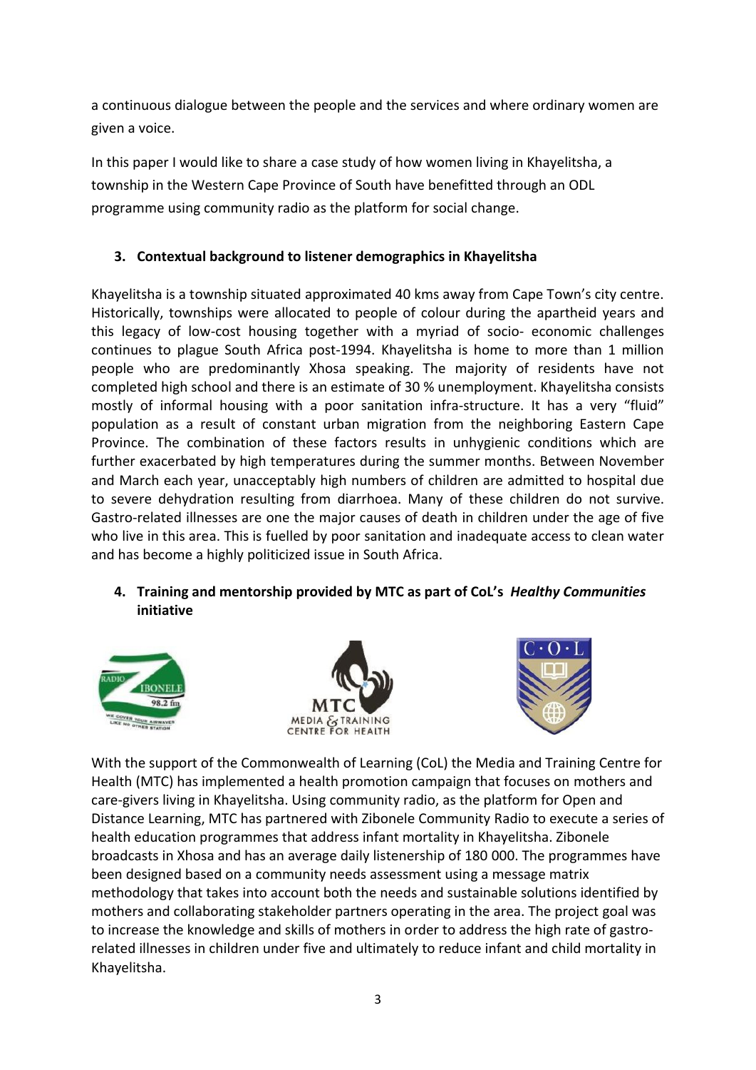a continuous dialogue between the people and the services and where ordinary women are given a voice.

In this paper I would like to share a case study of how women living in Khayelitsha, a township in the Western Cape Province of South have benefitted through an ODL programme using community radio as the platform for social change.

## 3. Contextual background to listener demographics in Khayelitsha

Khayelitsha is a township situated approximated 40 kms away from Cape Town's city centre. Historically, townships were allocated to people of colour during the apartheid years and this legacy of low-cost housing together with a myriad of socio- economic challenges continues to plague South Africa post-1994. Khayelitsha is home to more than 1 million people who are predominantly Xhosa speaking. The majority of residents have not completed high school and there is an estimate of 30 % unemployment. Khayelitsha consists mostly of informal housing with a poor sanitation infra-structure. It has a very "fluid" population as a result of constant urban migration from the neighboring Eastern Cape Province. The combination of these factors results in unhygienic conditions which are further exacerbated by high temperatures during the summer months. Between November and March each year, unacceptably high numbers of children are admitted to hospital due to severe dehydration resulting from diarrhoea. Many of these children do not survive. Gastro-related illnesses are one the major causes of death in children under the age of five who live in this area. This is fuelled by poor sanitation and inadequate access to clean water and has become a highly politicized issue in South Africa.

## 4. Training and mentorship provided by MTC as part of CoL's *Healthy Communities* initiative

With the support of the Commonwealth of Learning (CoL) the Media and Training Centre for Health (MTC) has implemented a health promotion campaign that focuses on mothers and care-givers living in Khayelitsha. Using community radio, as the platform for Open and Distance Learning, MTC has partnered with Zibonele Community Radio to execute a series of health education programmes that address infant mortality in Khayelitsha. Zibonele broadcasts in Xhosa and has an average daily listenership of 180 000. The programmes have been designed based on a community needs assessment using a message matrix methodology that takes into account both the needs and sustainable solutions identified by mothers and collaborating stakeholder partners operating in the area. The project goal was to increase the knowledge and skills of mothers in order to address the high rate of gastro-related illnesses in children under five and ultimately to reduce infant and child mortality in Khayelitsha.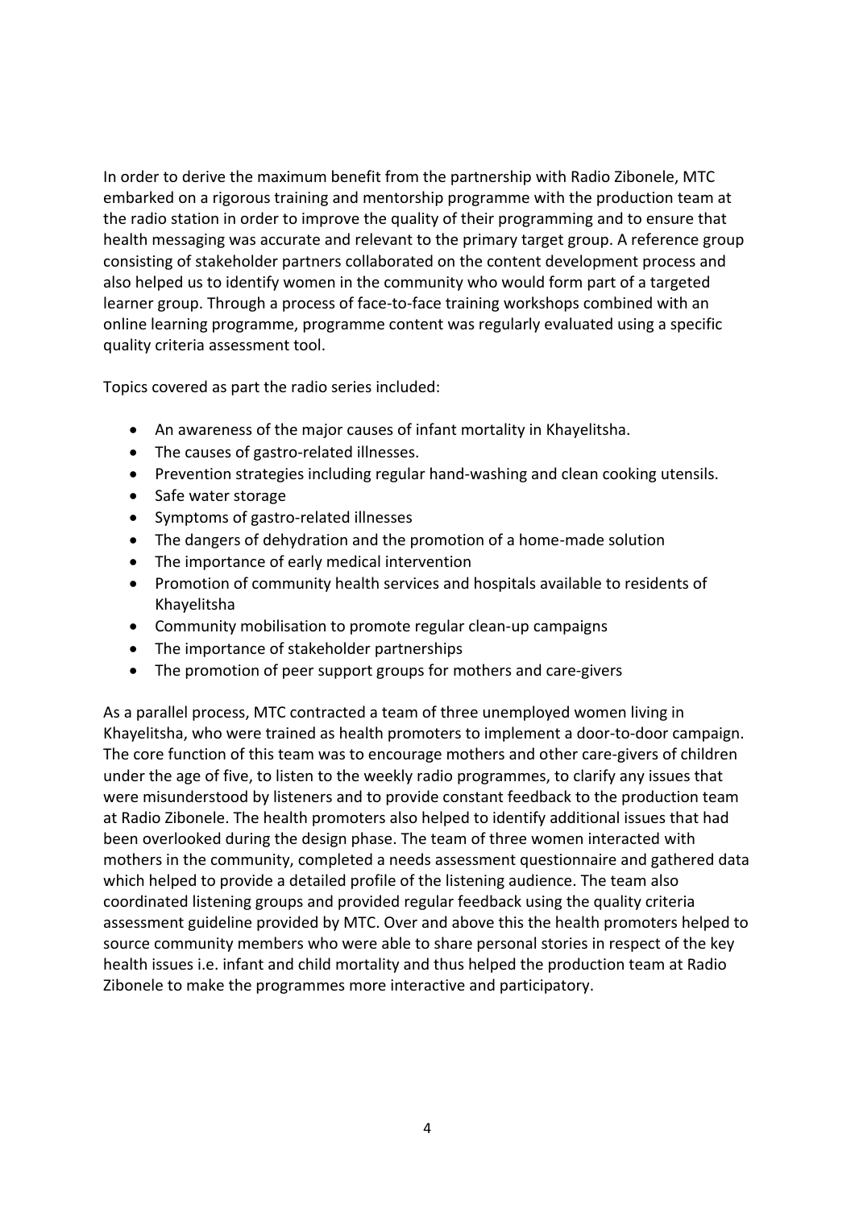In order to derive the maximum benefit from the partnership with Radio Zibonele, MTC embarked on a rigorous training and mentorship programme with the production team at the radio station in order to improve the quality of their programming and to ensure that health messaging was accurate and relevant to the primary target group. A reference group consisting of stakeholder partners collaborated on the content development process and also helped us to identify women in the community who would form part of a targeted learner group. Through a process of face-to-face training workshops combined with an online learning programme, programme content was regularly evaluated using a specific quality criteria assessment tool.

Topics covered as part the radio series included:

- An awareness of the major causes of infant mortality in Khayelitsha.
- The causes of gastro-related illnesses.
- Prevention strategies including regular hand-washing and clean cooking utensils.
- Safe water storage
- Symptoms of gastro-related illnesses
- The dangers of dehydration and the promotion of a home-made solution
- The importance of early medical intervention
- Promotion of community health services and hospitals available to residents of Khayelitsha
- Community mobilisation to promote regular clean-up campaigns
- The importance of stakeholder partnerships
- The promotion of peer support groups for mothers and care-givers

As a parallel process, MTC contracted a team of three unemployed women living in Khayelitsha, who were trained as health promoters to implement a door-to-door campaign. The core function of this team was to encourage mothers and other care-givers of children under the age of five, to listen to the weekly radio programmes, to clarify any issues that were misunderstood by listeners and to provide constant feedback to the production team at Radio Zibonele. The health promoters also helped to identify additional issues that had been overlooked during the design phase. The team of three women interacted with mothers in the community, completed a needs assessment questionnaire and gathered data which helped to provide a detailed profile of the listening audience. The team also coordinated listening groups and provided regular feedback using the quality criteria assessment guideline provided by MTC. Over and above this the health promoters helped to source community members who were able to share personal stories in respect of the key health issues i.e. infant and child mortality and thus helped the production team at Radio Zibonele to make the programmes more interactive and participatory.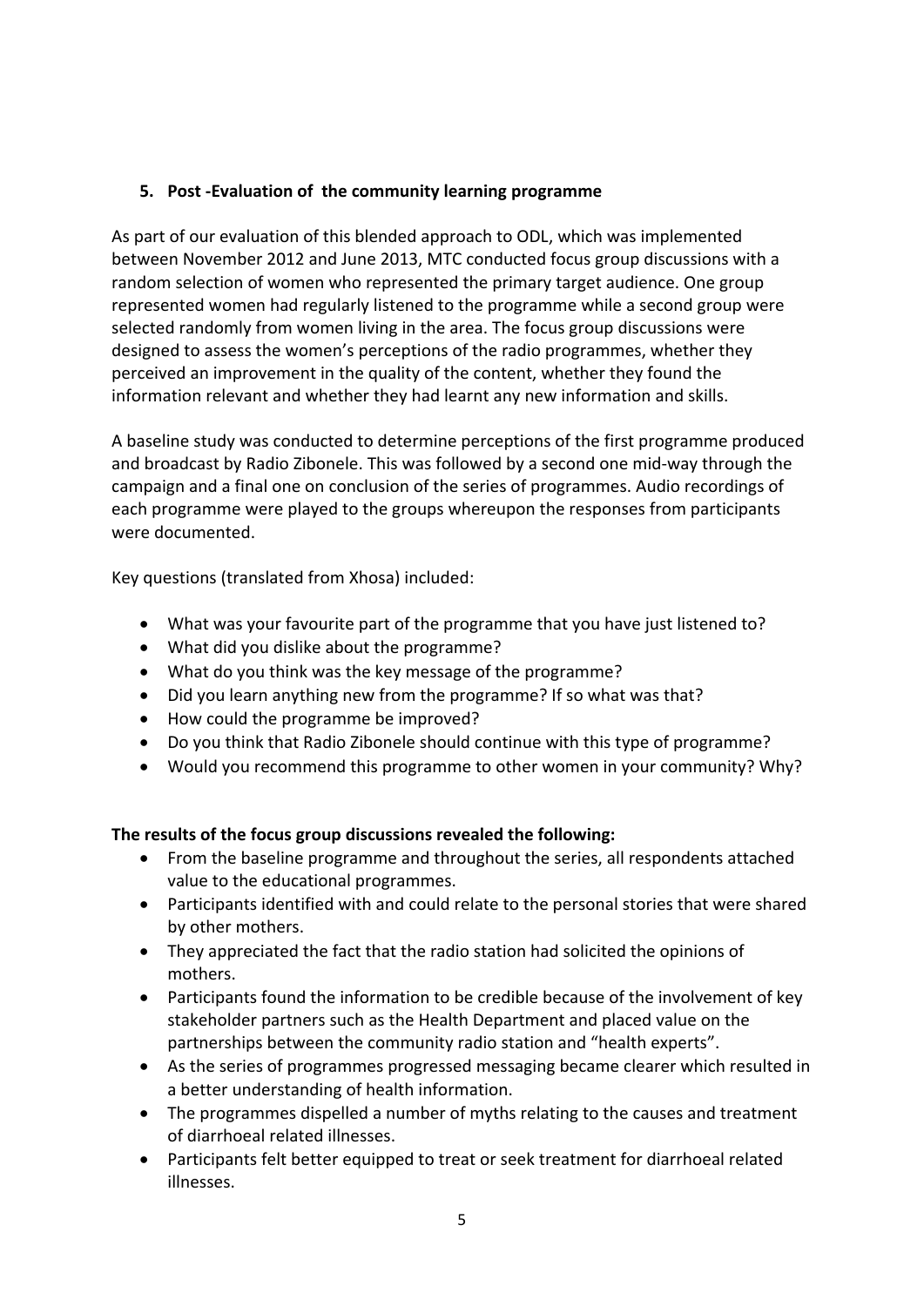## 5. Post -Evaluation of the community learning programme

As part of our evaluation of this blended approach to ODL, which was implemented between November 2012 and June 2013, MTC conducted focus group discussions with a random selection of women who represented the primary target audience. One group represented women had regularly listened to the programme while a second group were selected randomly from women living in the area. The focus group discussions were designed to assess the women's perceptions of the radio programmes, whether they perceived an improvement in the quality of the content, whether they found the information relevant and whether they had learnt any new information and skills.

A baseline study was conducted to determine perceptions of the first programme produced and broadcast by Radio Zibonele. This was followed by a second one mid-way through the campaign and a final one on conclusion of the series of programmes. Audio recordings of each programme were played to the groups whereupon the responses from participants were documented.

Key questions (translated from Xhosa) included:

- What was your favourite part of the programme that you have just listened to?
- What did you dislike about the programme?
- What do you think was the key message of the programme?
- Did you learn anything new from the programme? If so what was that?
- How could the programme be improved?
- Do you think that Radio Zibonele should continue with this type of programme?
- Would you recommend this programme to other women in your community? Why?

**The results of the focus group discussions revealed the following:**

- From the baseline programme and throughout the series, all respondents attached value to the educational programmes.
- Participants identified with and could relate to the personal stories that were shared by other mothers.
- They appreciated the fact that the radio station had solicited the opinions of mothers.
- Participants found the information to be credible because of the involvement of key stakeholder partners such as the Health Department and placed value on the partnerships between the community radio station and "health experts".
- As the series of programmes progressed messaging became clearer which resulted in a better understanding of health information.
- The programmes dispelled a number of myths relating to the causes and treatment of diarrhoeal related illnesses.
- Participants felt better equipped to treat or seek treatment for diarrhoeal related illnesses.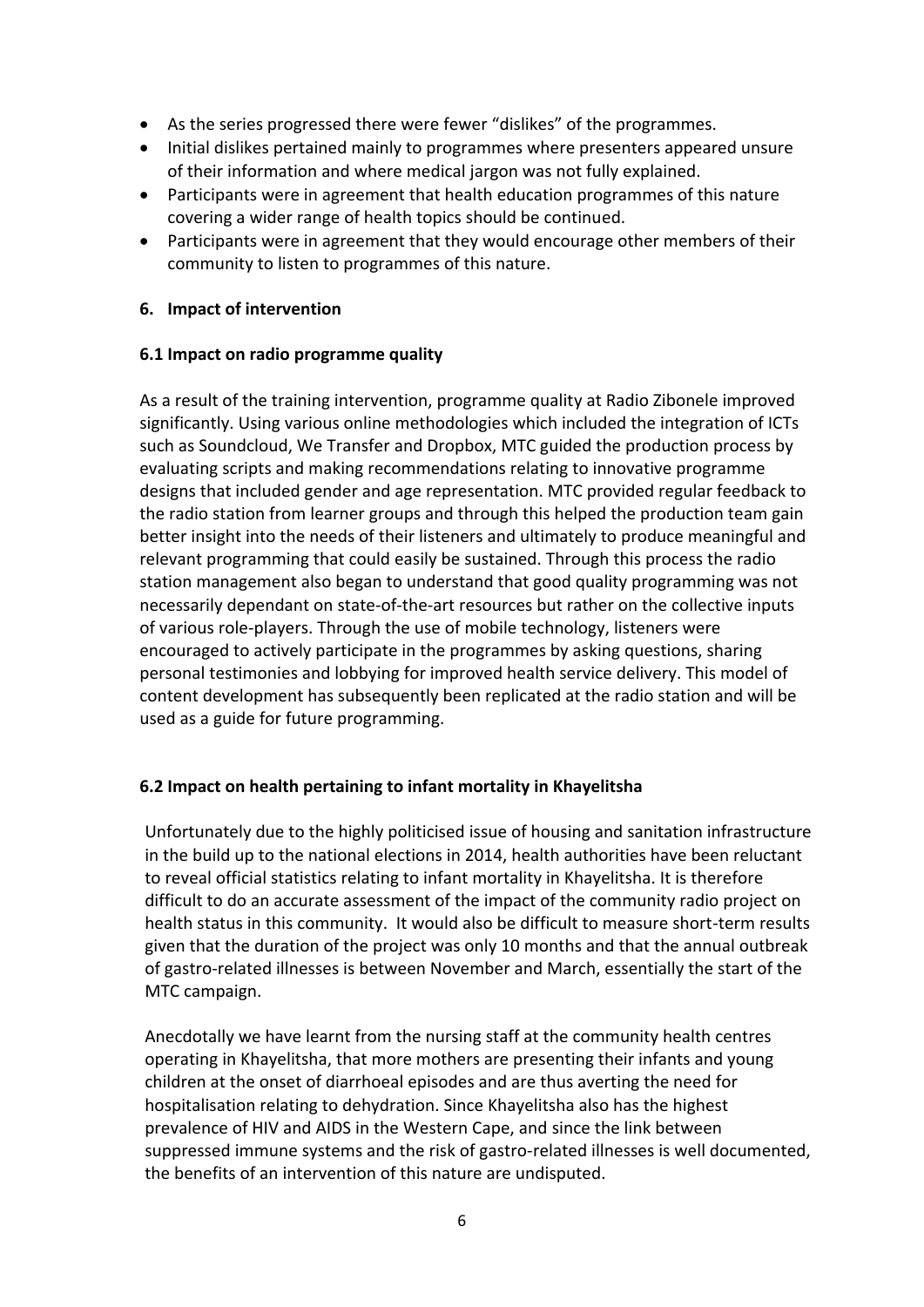- As the series progressed there were fewer "dislikes" of the programmes.
- Initial dislikes pertained mainly to programmes where presenters appeared unsure of their information and where medical jargon was not fully explained.
- Participants were in agreement that health education programmes of this nature covering a wider range of health topics should be continued.
- Participants were in agreement that they would encourage other members of their community to listen to programmes of this nature.

## 6. Impact of intervention

### 6.1 Impact on radio programme quality

As a result of the training intervention, programme quality at Radio Zibonele improved significantly. Using various online methodologies which included the integration of ICTs such as Soundcloud, We Transfer and Dropbox, MTC guided the production process by evaluating scripts and making recommendations relating to innovative programme designs that included gender and age representation. MTC provided regular feedback to the radio station from learner groups and through this helped the production team gain better insight into the needs of their listeners and ultimately to produce meaningful and relevant programming that could easily be sustained. Through this process the radio station management also began to understand that good quality programming was not necessarily dependant on state-of-the-art resources but rather on the collective inputs of various role-players. Through the use of mobile technology, listeners were encouraged to actively participate in the programmes by asking questions, sharing personal testimonies and lobbying for improved health service delivery. This model of content development has subsequently been replicated at the radio station and will be used as a guide for future programming.

### 6.2 Impact on health pertaining to infant mortality in Khayelitsha

Unfortunately due to the highly politicised issue of housing and sanitation infrastructure in the build up to the national elections in 2014, health authorities have been reluctant to reveal official statistics relating to infant mortality in Khayelitsha. It is therefore difficult to do an accurate assessment of the impact of the community radio project on health status in this community. It would also be difficult to measure short-term results given that the duration of the project was only 10 months and that the annual outbreak of gastro-related illnesses is between November and March, essentially the start of the MTC campaign.

Anecdotally we have learnt from the nursing staff at the community health centres operating in Khayelitsha, that more mothers are presenting their infants and young children at the onset of diarrhoeal episodes and are thus averting the need for hospitalisation relating to dehydration. Since Khayelitsha also has the highest prevalence of HIV and AIDS in the Western Cape, and since the link between suppressed immune systems and the risk of gastro-related illnesses is well documented, the benefits of an intervention of this nature are undisputed.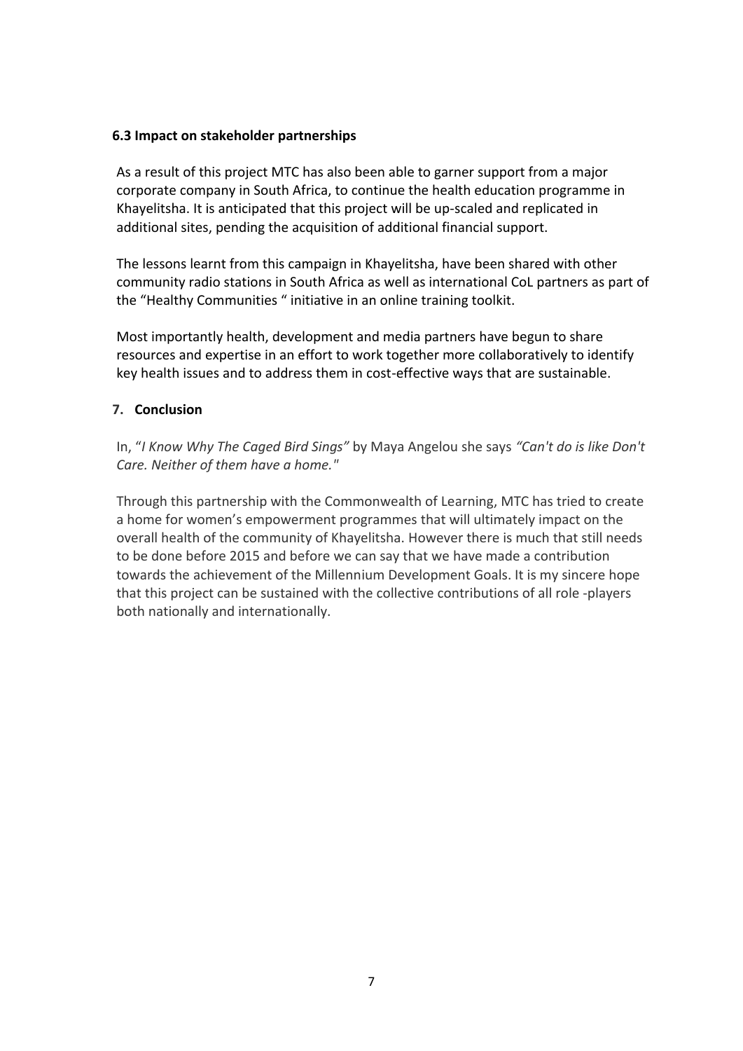### 6.3 Impact on stakeholder partnerships

As a result of this project MTC has also been able to garner support from a major corporate company in South Africa, to continue the health education programme in Khayelitsha. It is anticipated that this project will be up-scaled and replicated in additional sites, pending the acquisition of additional financial support.

The lessons learnt from this campaign in Khayelitsha, have been shared with other community radio stations in South Africa as well as international CoL partners as part of the "Healthy Communities " initiative in an online training toolkit.

Most importantly health, development and media partners have begun to share resources and expertise in an effort to work together more collaboratively to identify key health issues and to address them in cost-effective ways that are sustainable.

## 7. Conclusion

In, "*I Know Why The Caged Bird Sings"* by Maya Angelou she says *"Can't do is like Don't Care. Neither of them have a home."*

Through this partnership with the Commonwealth of Learning, MTC has tried to create a home for women's empowerment programmes that will ultimately impact on the overall health of the community of Khayelitsha. However there is much that still needs to be done before 2015 and before we can say that we have made a contribution towards the achievement of the Millennium Development Goals. It is my sincere hope that this project can be sustained with the collective contributions of all role -players both nationally and internationally.